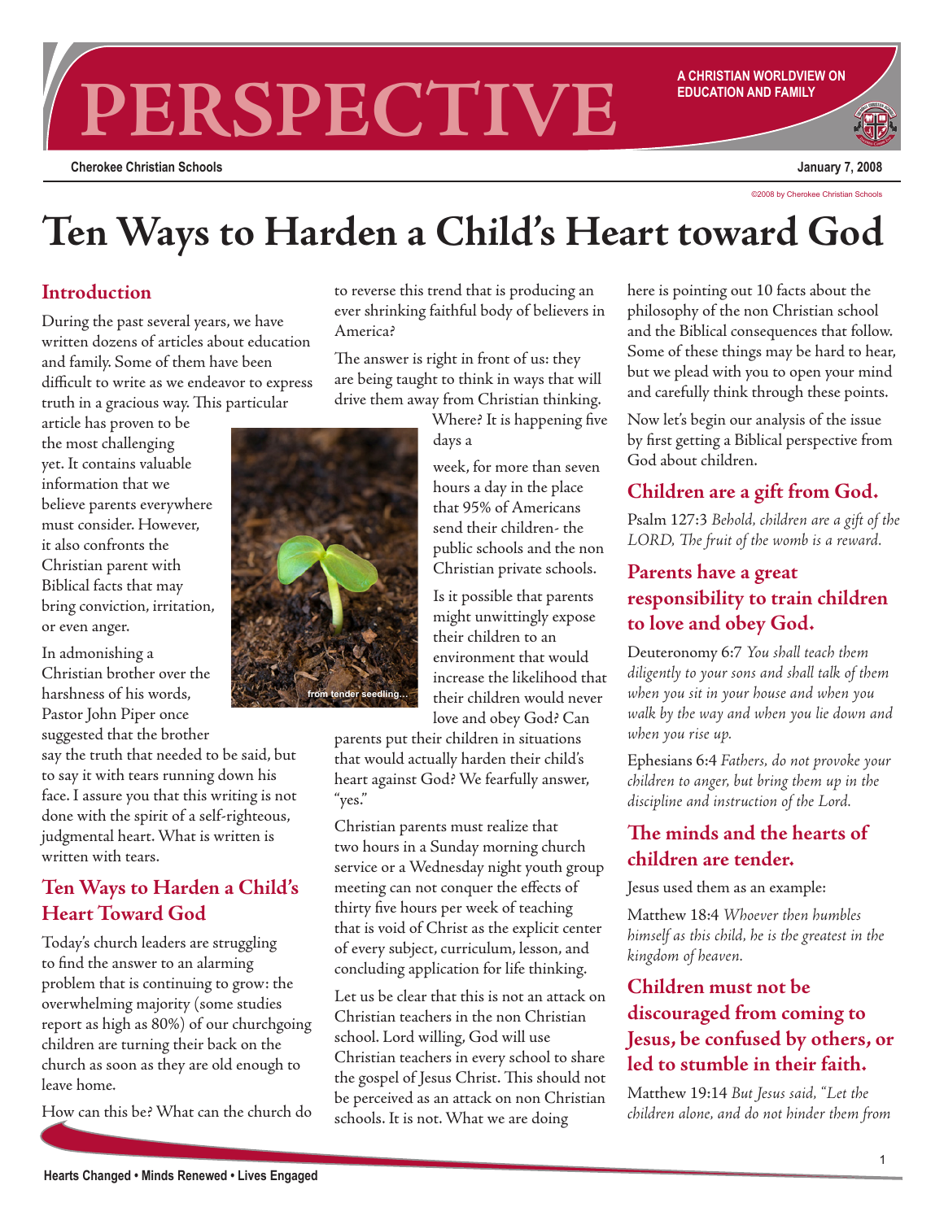# PERSPECTIVE

A CHRISTIAN WORLDVIEW ON EDUCATION AND FAMILY

Cherokee Christian Schools

January 7, 2008

©2008 by Cherokee Christian Schools

# Ten Ways to Harden a Child's Heart toward God

## Introduction

During the past several years, we have written dozens of articles about education and family. Some of them have been difficult to write as we endeavor to express truth in a gracious way. This particular article has proven to be the most challenging yet. It contains valuable information that we believe parents everywhere must consider. However, it also confronts the Christian parent with Biblical facts that may bring conviction, irritation, or even anger.

In admonishing a Christian brother over the harshness of his words, Pastor John Piper once suggested that the brother say the truth that needed to be said, but to say it with tears running down his face. I assure you that this writing is not done with the spirit of a self-righteous, judgmental heart. What is written is written with tears.

## Ten Ways to Harden a Child's Heart Toward God

Today's church leaders are struggling to find the answer to an alarming problem that is continuing to grow: the overwhelming majority (some studies report as high as 80%) of our churchgoing children are turning their back on the church as soon as they are old enough to leave home.

How can this be? What can the church do to reverse this trend that is producing an ever shrinking faithful body of believers in America?

The answer is right in front of us: they are being taught to think in ways that will drive them away from Christian thinking. Where? It is happening five days a week, for more than seven hours a day in the place that 95% of Americans send their children- the public schools and the non Christian private schools.

from tender seedling...

Is it possible that parents might unwittingly expose their children to an environment that would increase the likelihood that their children would never love and obey God? Can parents put their children in situations that would actually harden their child's heart against God? We fearfully answer, "yes."

Christian parents must realize that two hours in a Sunday morning church service or a Wednesday night youth group meeting can not conquer the effects of thirty five hours per week of teaching that is void of Christ as the explicit center of every subject, curriculum, lesson, and concluding application for life thinking.

Let us be clear that this is not an attack on Christian teachers in the non Christian school. Lord willing, God will use Christian teachers in every school to share the gospel of Jesus Christ. This should not be perceived as an attack on non Christian schools. It is not. What we are doing here is pointing out 10 facts about the philosophy of the non Christian school and the Biblical consequences that follow. Some of these things may be hard to hear, but we plead with you to open your mind and carefully think through these points.

Now let's begin our analysis of the issue by first getting a Biblical perspective from God about children.

### Children are a gift from God.

Psalm 127:3 *Behold, children are a gift of the LORD, The fruit of the womb is a reward.*

### Parents have a great responsibility to train children to love and obey God.

Deuteronomy 6:7 *You shall teach them diligently to your sons and shall talk of them when you sit in your house and when you walk by the way and when you lie down and when you rise up.*

Ephesians 6:4 *Fathers, do not provoke your children to anger, but bring them up in the discipline and instruction of the Lord.*

### The minds and the hearts of children are tender.

Jesus used them as an example:

Matthew 18:4 *Whoever then humbles himself as this child, he is the greatest in the kingdom of heaven.*

### Children must not be discouraged from coming to Jesus, be confused by others, or led to stumble in their faith.

Matthew 19:14 *But Jesus said, "Let the children alone, and do not hinder them from*

Hearts Changed • Minds Renewed • Lives Engaged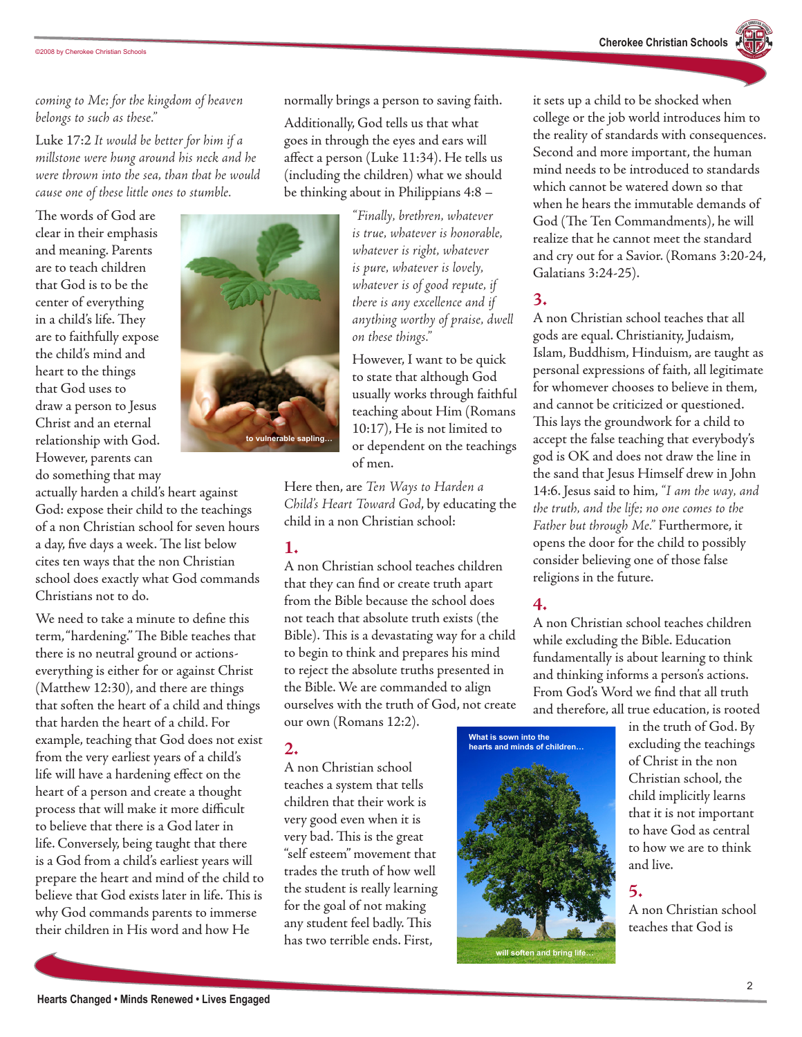*coming to Me; for the kingdom of heaven belongs to such as these."*

Luke 17:2 *It would be better for him if a millstone were hung around his neck and he were thrown into the sea, than that he would cause one of these little ones to stumble.*

The words of God are clear in their emphasis and meaning. Parents are to teach children that God is to be the center of everything in a child's life. They are to faithfully expose the child's mind and heart to the things that God uses to draw a person to Jesus Christ and an eternal relationship with God. However, parents can do something that may actually harden a child's heart against God: expose their child to the teachings of a non Christian school for seven hours a day, five days a week. The list below cites ten ways that the non Christian school does exactly what God commands Christians not to do.

to vulnerable sapling...

We need to take a minute to define this term, "hardening." The Bible teaches that there is no neutral ground or actions- everything is either for or against Christ (Matthew 12:30), and there are things that soften the heart of a child and things that harden the heart of a child. For example, teaching that God does not exist from the very earliest years of a child's life will have a hardening effect on the heart of a person and create a thought process that will make it more difficult to believe that there is a God later in life. Conversely, being taught that there is a God from a child's earliest years will prepare the heart and mind of the child to believe that God exists later in life. This is why God commands parents to immerse their children in His word and how He normally brings a person to saving faith.

Additionally, God tells us that what goes in through the eyes and ears will affect a person (Luke 11:34). He tells us (including the children) what we should be thinking about in Philippians 4:8 –

*"Finally, brethren, whatever is true, whatever is honorable, whatever is right, whatever is pure, whatever is lovely, whatever is of good repute, if there is any excellence and if anything worthy of praise, dwell on these things."*

However, I want to be quick to state that although God usually works through faithful teaching about Him (Romans 10:17), He is not limited to or dependent on the teachings of men.

Here then, are *Ten Ways to Harden a Child's Heart Toward God*, by educating the child in a non Christian school:

## 1.

A non Christian school teaches children that they can find or create truth apart from the Bible because the school does not teach that absolute truth exists (the Bible). This is a devastating way for a child to begin to think and prepares his mind to reject the absolute truths presented in the Bible. We are commanded to align ourselves with the truth of God, not create our own (Romans 12:2).

## 2.

A non Christian school teaches a system that tells children that their work is very good even when it is very bad. This is the great "self esteem" movement that trades the truth of how well the student is really learning for the goal of not making any student feel badly. This has two terrible ends. First, it sets up a child to be shocked when college or the job world introduces him to the reality of standards with consequences. Second and more important, the human mind needs to be introduced to standards which cannot be watered down so that when he hears the immutable demands of God (The Ten Commandments), he will realize that he cannot meet the standard and cry out for a Savior. (Romans 3:20-24, Galatians 3:24-25).

## 3.

A non Christian school teaches that all gods are equal. Christianity, Judaism, Islam, Buddhism, Hinduism, are taught as personal expressions of faith, all legitimate for whomever chooses to believe in them, and cannot be criticized or questioned. This lays the groundwork for a child to accept the false teaching that everybody's god is OK and does not draw the line in the sand that Jesus Himself drew in John 14:6. Jesus said to him, *"I am the way, and the truth, and the life; no one comes to the Father but through Me."* Furthermore, it opens the door for the child to possibly consider believing one of those false religions in the future.

## 4.

A non Christian school teaches children while excluding the Bible. Education fundamentally is about learning to think and thinking informs a person's actions. From God's Word we find that all truth and therefore, all true education, is rooted in the truth of God. By excluding the teachings of Christ in the non Christian school, the child implicitly learns that it is not important to have God as central to how we are to think and live.

What is sown into the hearts and minds of children...

will soften and bring life...

## 5.

A non Christian school teaches that God is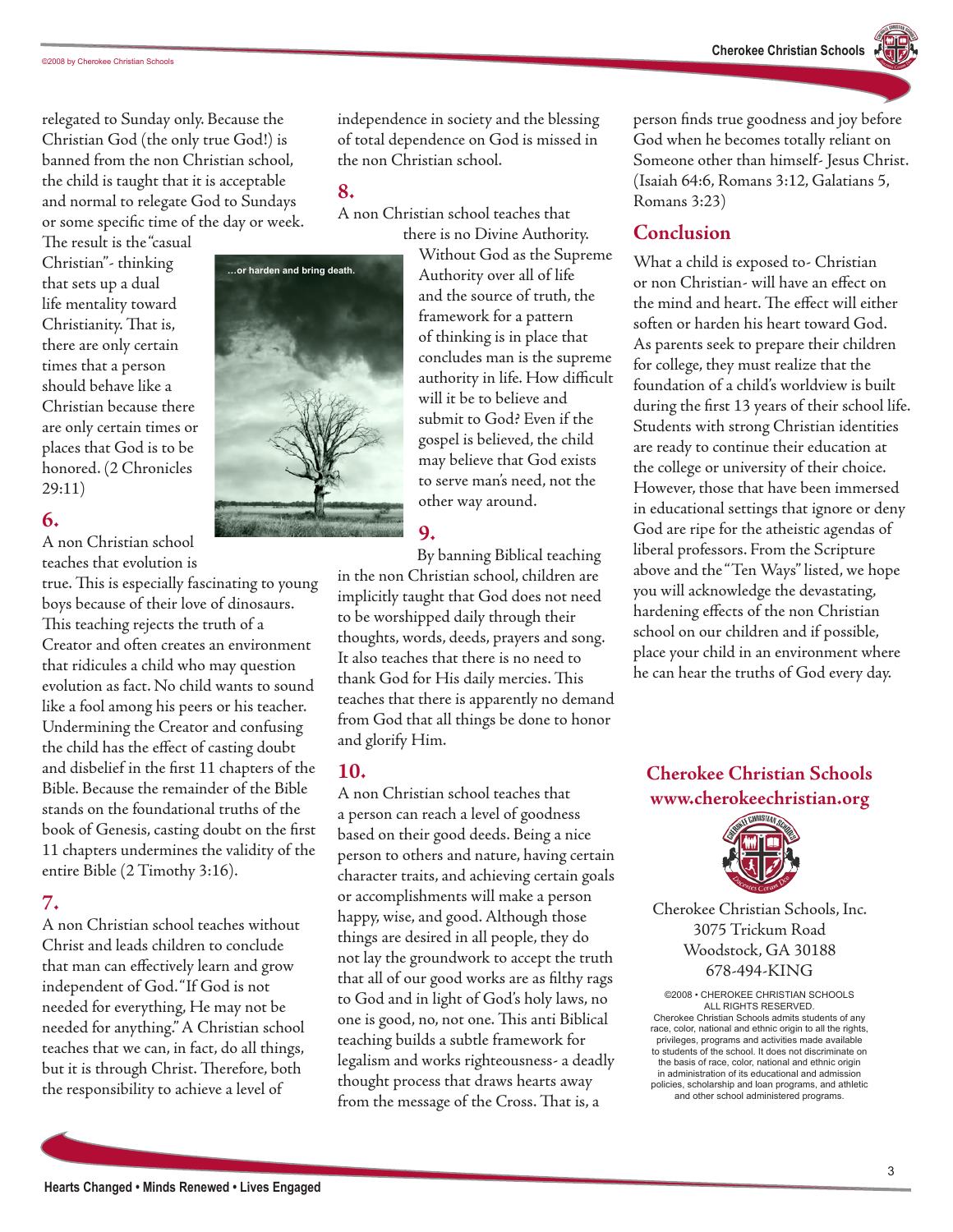relegated to Sunday only. Because the Christian God (the only true God!) is banned from the non Christian school, the child is taught that it is acceptable and normal to relegate God to Sundays or some specific time of the day or week. The result is the "casual Christian"- thinking that sets up a dual life mentality toward Christianity. That is, there are only certain times that a person should behave like a Christian because there are only certain times or places that God is to be honored. (2 Chronicles 29:11)

...or harden and bring death.

## 6.

A non Christian school teaches that evolution is true. This is especially fascinating to young boys because of their love of dinosaurs. This teaching rejects the truth of a Creator and often creates an environment that ridicules a child who may question evolution as fact. No child wants to sound like a fool among his peers or his teacher. Undermining the Creator and confusing the child has the effect of casting doubt and disbelief in the first 11 chapters of the Bible. Because the remainder of the Bible stands on the foundational truths of the book of Genesis, casting doubt on the first 11 chapters undermines the validity of the entire Bible (2 Timothy 3:16).

## 7.

A non Christian school teaches without Christ and leads children to conclude that man can effectively learn and grow independent of God. "If God is not needed for everything, He may not be needed for anything." A Christian school teaches that we can, in fact, do all things, but it is through Christ. Therefore, both the responsibility to achieve a level of independence in society and the blessing of total dependence on God is missed in the non Christian school.

## 8.

A non Christian school teaches that there is no Divine Authority. Without God as the Supreme Authority over all of life and the source of truth, the framework for a pattern of thinking is in place that concludes man is the supreme authority in life. How difficult will it be to believe and submit to God? Even if the gospel is believed, the child may believe that God exists to serve man's need, not the other way around.

## 9.

By banning Biblical teaching in the non Christian school, children are implicitly taught that God does not need to be worshipped daily through their thoughts, words, deeds, prayers and song. It also teaches that there is no need to thank God for His daily mercies. This teaches that there is apparently no demand from God that all things be done to honor and glorify Him.

## 10.

A non Christian school teaches that a person can reach a level of goodness based on their good deeds. Being a nice person to others and nature, having certain character traits, and achieving certain goals or accomplishments will make a person happy, wise, and good. Although those things are desired in all people, they do not lay the groundwork to accept the truth that all of our good works are as filthy rags to God and in light of God's holy laws, no one is good, no, not one. This anti Biblical teaching builds a subtle framework for legalism and works righteousness- a deadly thought process that draws hearts away from the message of the Cross. That is, a person finds true goodness and joy before God when he becomes totally reliant on Someone other than himself- Jesus Christ. (Isaiah 64:6, Romans 3:12, Galatians 5, Romans 3:23)

## Conclusion

What a child is exposed to- Christian or non Christian- will have an effect on the mind and heart. The effect will either soften or harden his heart toward God. As parents seek to prepare their children for college, they must realize that the foundation of a child's worldview is built during the first 13 years of their school life. Students with strong Christian identities are ready to continue their education at the college or university of their choice. However, those that have been immersed in educational settings that ignore or deny God are ripe for the atheistic agendas of liberal professors. From the Scripture above and the "Ten Ways" listed, we hope you will acknowledge the devastating, hardening effects of the non Christian school on our children and if possible, place your child in an environment where he can hear the truths of God every day.

**Cherokee Christian Schools**
**www.cherokeechristian.org**

Cherokee Christian Schools, Inc.
3075 Trickum Road
Woodstock, GA 30188
678-494-KING

©2008 • CHEROKEE CHRISTIAN SCHOOLS
ALL RIGHTS RESERVED.
Cherokee Christian Schools admits students of any race, color, national and ethnic origin to all the rights, privileges, programs and activities made available to students of the school. It does not discriminate on the basis of race, color, national and ethnic origin in administration of its educational and admission policies, scholarship and loan programs, and athletic and other school administered programs.